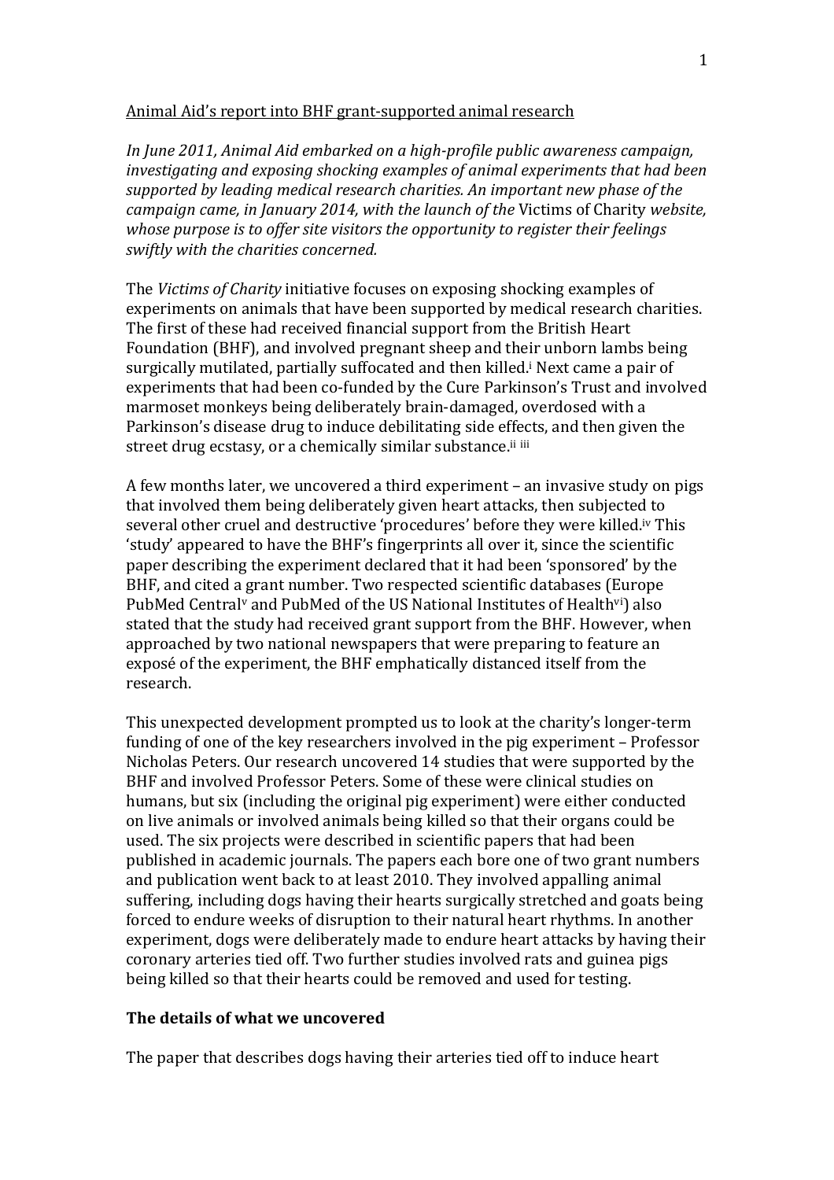Animal Aid's report into BHF grant-supported animal research

*In June 2011, Animal Aid embarked on a high-profile public awareness campaign, investigating and exposing shocking examples of animal experiments that had been supported by leading medical research charities. An important new phase of the campaign came, in January 2014, with the launch of the* Victims of Charity *website, whose purpose is to offer site visitors the opportunity to register their feelings swiftly with the charities concerned.*

The *Victims of Charity* initiative focuses on exposing shocking examples of experiments on animals that have been supported by medical research charities. The first of these had received financial support from the British Heart Foundation (BHF), and involved pregnant sheep and their unborn lambs being surgically mutilated, partially suffocated and then killed.[i] Next came a pair of experiments that had been co-funded by the Cure Parkinson's Trust and involved marmoset monkeys being deliberately brain-damaged, overdosed with a Parkinson's disease drug to induce debilitating side effects, and then given the street drug ecstasy, or a chemically similar substance.[ii] [iii]

A few months later, we uncovered a third experiment – an invasive study on pigs that involved them being deliberately given heart attacks, then subjected to several other cruel and destructive 'procedures' before they were killed.[iv] This 'study' appeared to have the BHF's fingerprints all over it, since the scientific paper describing the experiment declared that it had been 'sponsored' by the BHF, and cited a grant number. Two respected scientific databases (Europe PubMed Central[v] and PubMed of the US National Institutes of Health[vi]) also stated that the study had received grant support from the BHF. However, when approached by two national newspapers that were preparing to feature an exposé of the experiment, the BHF emphatically distanced itself from the research.

This unexpected development prompted us to look at the charity's longer-term funding of one of the key researchers involved in the pig experiment – Professor Nicholas Peters. Our research uncovered 14 studies that were supported by the BHF and involved Professor Peters. Some of these were clinical studies on humans, but six (including the original pig experiment) were either conducted on live animals or involved animals being killed so that their organs could be used. The six projects were described in scientific papers that had been published in academic journals. The papers each bore one of two grant numbers and publication went back to at least 2010. They involved appalling animal suffering, including dogs having their hearts surgically stretched and goats being forced to endure weeks of disruption to their natural heart rhythms. In another experiment, dogs were deliberately made to endure heart attacks by having their coronary arteries tied off. Two further studies involved rats and guinea pigs being killed so that their hearts could be removed and used for testing.

**The details of what we uncovered**

The paper that describes dogs having their arteries tied off to induce heart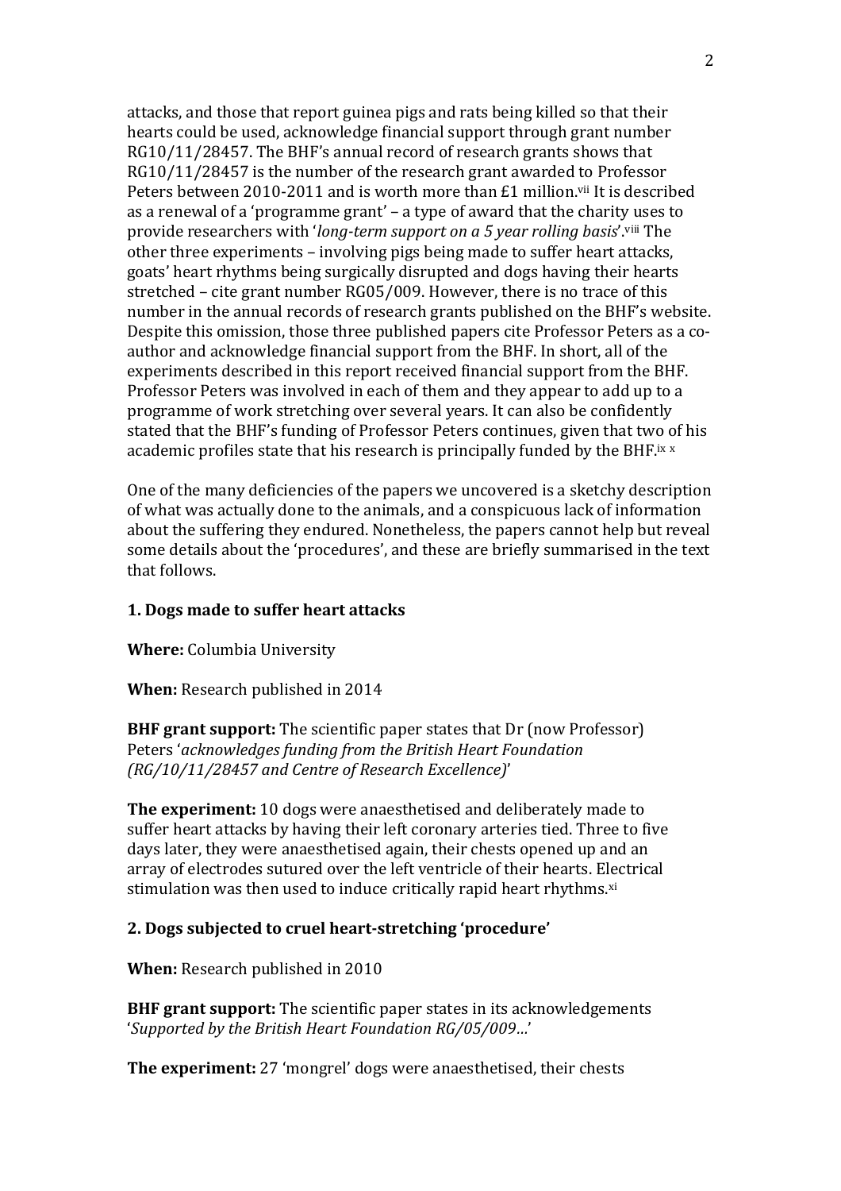attacks, and those that report guinea pigs and rats being killed so that their hearts could be used, acknowledge financial support through grant number RG10/11/28457. The BHF's annual record of research grants shows that RG10/11/28457 is the number of the research grant awarded to Professor Peters between 2010-2011 and is worth more than £1 million.[vii] It is described as a renewal of a 'programme grant' – a type of award that the charity uses to provide researchers with '*long-term support on a 5 year rolling basis*'.[viii] The other three experiments – involving pigs being made to suffer heart attacks, goats' heart rhythms being surgically disrupted and dogs having their hearts stretched – cite grant number RG05/009. However, there is no trace of this number in the annual records of research grants published on the BHF's website. Despite this omission, those three published papers cite Professor Peters as a co-author and acknowledge financial support from the BHF. In short, all of the experiments described in this report received financial support from the BHF. Professor Peters was involved in each of them and they appear to add up to a programme of work stretching over several years. It can also be confidently stated that the BHF's funding of Professor Peters continues, given that two of his academic profiles state that his research is principally funded by the BHF.[ix x]

One of the many deficiencies of the papers we uncovered is a sketchy description of what was actually done to the animals, and a conspicuous lack of information about the suffering they endured. Nonetheless, the papers cannot help but reveal some details about the 'procedures', and these are briefly summarised in the text that follows.

### 1. Dogs made to suffer heart attacks

**Where:** Columbia University

**When:** Research published in 2014

**BHF grant support:** The scientific paper states that Dr (now Professor) Peters '*acknowledges funding from the British Heart Foundation (RG/10/11/28457 and Centre of Research Excellence)*'

**The experiment:** 10 dogs were anaesthetised and deliberately made to suffer heart attacks by having their left coronary arteries tied. Three to five days later, they were anaesthetised again, their chests opened up and an array of electrodes sutured over the left ventricle of their hearts. Electrical stimulation was then used to induce critically rapid heart rhythms.[xi]

### 2. Dogs subjected to cruel heart-stretching 'procedure'

**When:** Research published in 2010

**BHF grant support:** The scientific paper states in its acknowledgements '*Supported by the British Heart Foundation RG/05/009…*'

**The experiment:** 27 'mongrel' dogs were anaesthetised, their chests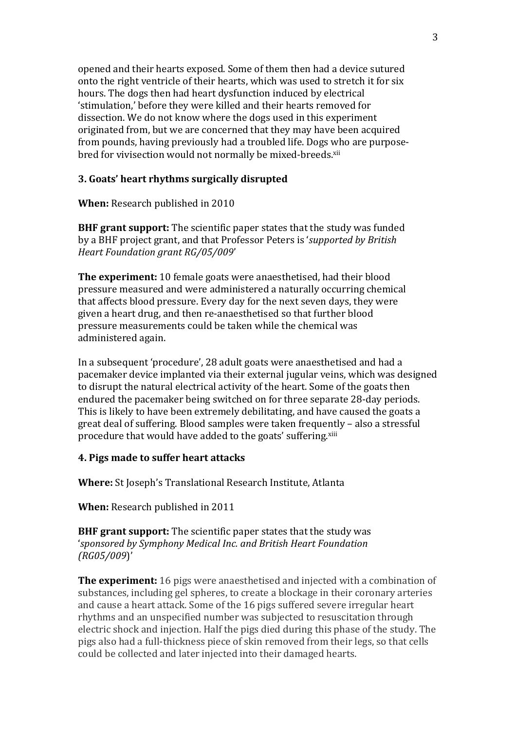opened and their hearts exposed. Some of them then had a device sutured onto the right ventricle of their hearts, which was used to stretch it for six hours. The dogs then had heart dysfunction induced by electrical 'stimulation,' before they were killed and their hearts removed for dissection. We do not know where the dogs used in this experiment originated from, but we are concerned that they may have been acquired from pounds, having previously had a troubled life. Dogs who are purpose-bred for vivisection would not normally be mixed-breeds.[xii]

### 3. Goats' heart rhythms surgically disrupted

**When:** Research published in 2010

**BHF grant support:** The scientific paper states that the study was funded by a BHF project grant, and that Professor Peters is '*supported by British Heart Foundation grant RG/05/009*'

**The experiment:** 10 female goats were anaesthetised, had their blood pressure measured and were administered a naturally occurring chemical that affects blood pressure. Every day for the next seven days, they were given a heart drug, and then re-anaesthetised so that further blood pressure measurements could be taken while the chemical was administered again.

In a subsequent 'procedure', 28 adult goats were anaesthetised and had a pacemaker device implanted via their external jugular veins, which was designed to disrupt the natural electrical activity of the heart. Some of the goats then endured the pacemaker being switched on for three separate 28-day periods. This is likely to have been extremely debilitating, and have caused the goats a great deal of suffering. Blood samples were taken frequently – also a stressful procedure that would have added to the goats' suffering.[xiii]

### 4. Pigs made to suffer heart attacks

**Where:** St Joseph's Translational Research Institute, Atlanta

**When:** Research published in 2011

**BHF grant support:** The scientific paper states that the study was '*sponsored by Symphony Medical Inc. and British Heart Foundation (RG05/009)*'

**The experiment:** 16 pigs were anaesthetised and injected with a combination of substances, including gel spheres, to create a blockage in their coronary arteries and cause a heart attack. Some of the 16 pigs suffered severe irregular heart rhythms and an unspecified number was subjected to resuscitation through electric shock and injection. Half the pigs died during this phase of the study. The pigs also had a full-thickness piece of skin removed from their legs, so that cells could be collected and later injected into their damaged hearts.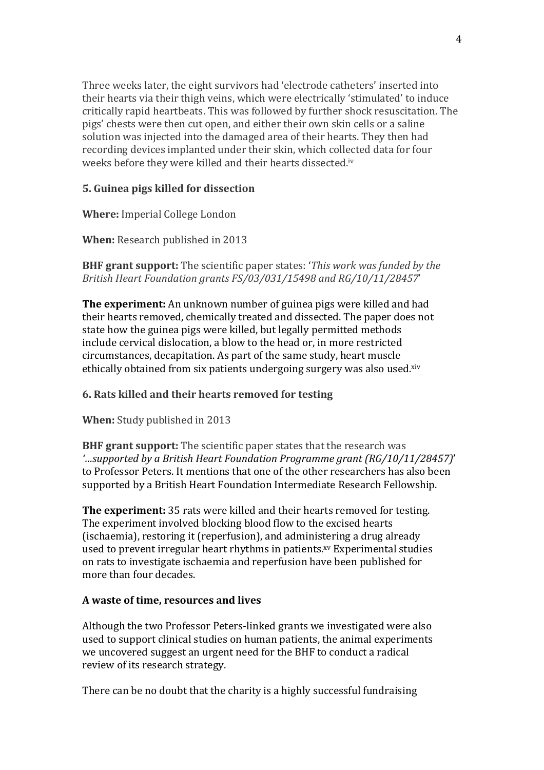Three weeks later, the eight survivors had 'electrode catheters' inserted into their hearts via their thigh veins, which were electrically 'stimulated' to induce critically rapid heartbeats. This was followed by further shock resuscitation. The pigs' chests were then cut open, and either their own skin cells or a saline solution was injected into the damaged area of their hearts. They then had recording devices implanted under their skin, which collected data for four weeks before they were killed and their hearts dissected.[iv]

### 5. Guinea pigs killed for dissection

**Where:** Imperial College London

**When:** Research published in 2013

**BHF grant support:** The scientific paper states: '*This work was funded by the British Heart Foundation grants FS/03/031/15498 and RG/10/11/28457*'

**The experiment:** An unknown number of guinea pigs were killed and had their hearts removed, chemically treated and dissected. The paper does not state how the guinea pigs were killed, but legally permitted methods include cervical dislocation, a blow to the head or, in more restricted circumstances, decapitation. As part of the same study, heart muscle ethically obtained from six patients undergoing surgery was also used.[xiv]

### 6. Rats killed and their hearts removed for testing

**When:** Study published in 2013

**BHF grant support:** The scientific paper states that the research was '*…supported by a British Heart Foundation Programme grant (RG/10/11/28457)*' to Professor Peters. It mentions that one of the other researchers has also been supported by a British Heart Foundation Intermediate Research Fellowship.

**The experiment:** 35 rats were killed and their hearts removed for testing. The experiment involved blocking blood flow to the excised hearts (ischaemia), restoring it (reperfusion), and administering a drug already used to prevent irregular heart rhythms in patients.[xv] Experimental studies on rats to investigate ischaemia and reperfusion have been published for more than four decades.

### A waste of time, resources and lives

Although the two Professor Peters-linked grants we investigated were also used to support clinical studies on human patients, the animal experiments we uncovered suggest an urgent need for the BHF to conduct a radical review of its research strategy.

There can be no doubt that the charity is a highly successful fundraising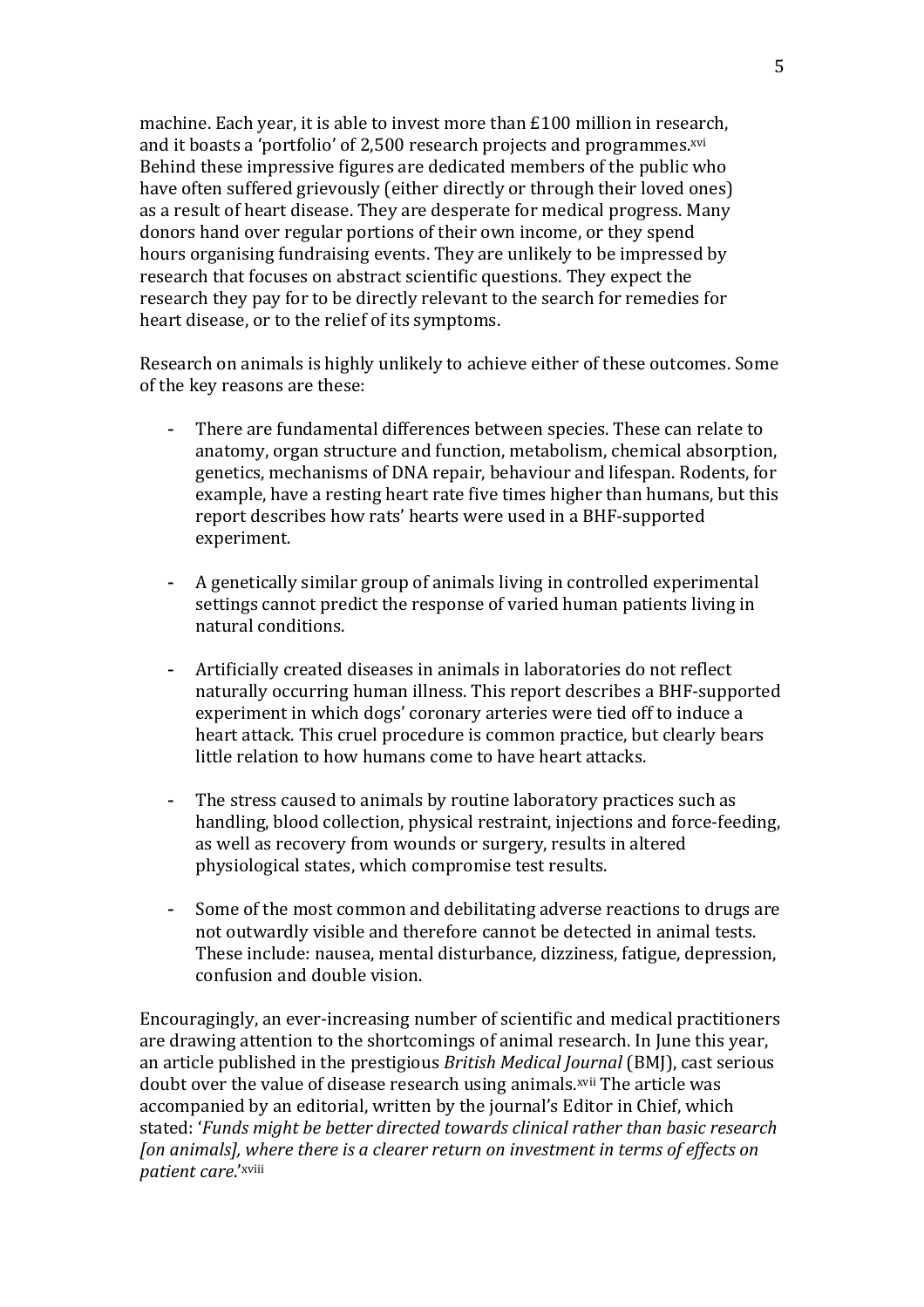machine. Each year, it is able to invest more than £100 million in research, and it boasts a 'portfolio' of 2,500 research projects and programmes.[xvi] Behind these impressive figures are dedicated members of the public who have often suffered grievously (either directly or through their loved ones) as a result of heart disease. They are desperate for medical progress. Many donors hand over regular portions of their own income, or they spend hours organising fundraising events. They are unlikely to be impressed by research that focuses on abstract scientific questions. They expect the research they pay for to be directly relevant to the search for remedies for heart disease, or to the relief of its symptoms.

Research on animals is highly unlikely to achieve either of these outcomes. Some of the key reasons are these:

- There are fundamental differences between species. These can relate to anatomy, organ structure and function, metabolism, chemical absorption, genetics, mechanisms of DNA repair, behaviour and lifespan. Rodents, for example, have a resting heart rate five times higher than humans, but this report describes how rats' hearts were used in a BHF-supported experiment.

- A genetically similar group of animals living in controlled experimental settings cannot predict the response of varied human patients living in natural conditions.

- Artificially created diseases in animals in laboratories do not reflect naturally occurring human illness. This report describes a BHF-supported experiment in which dogs' coronary arteries were tied off to induce a heart attack. This cruel procedure is common practice, but clearly bears little relation to how humans come to have heart attacks.

- The stress caused to animals by routine laboratory practices such as handling, blood collection, physical restraint, injections and force-feeding, as well as recovery from wounds or surgery, results in altered physiological states, which compromise test results.

- Some of the most common and debilitating adverse reactions to drugs are not outwardly visible and therefore cannot be detected in animal tests. These include: nausea, mental disturbance, dizziness, fatigue, depression, confusion and double vision.

Encouragingly, an ever-increasing number of scientific and medical practitioners are drawing attention to the shortcomings of animal research. In June this year, an article published in the prestigious *British Medical Journal* (BMJ), cast serious doubt over the value of disease research using animals.[xvii] The article was accompanied by an editorial, written by the journal's Editor in Chief, which stated: '*Funds might be better directed towards clinical rather than basic research [on animals], where there is a clearer return on investment in terms of effects on patient care*.'[xviii]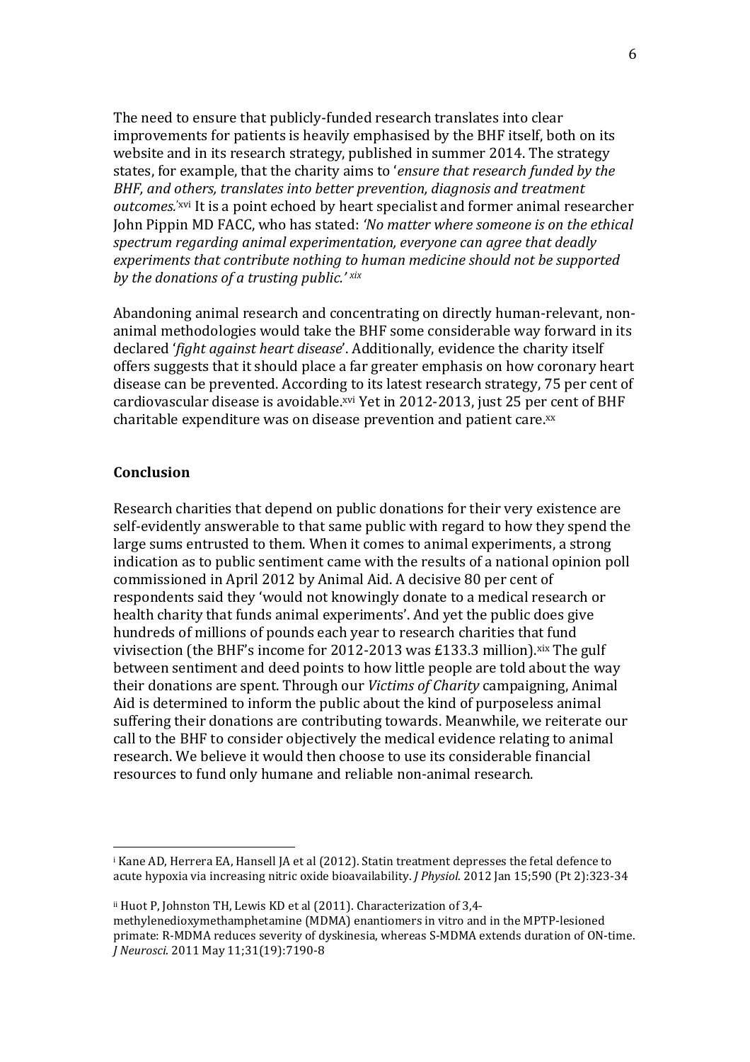The need to ensure that publicly-funded research translates into clear improvements for patients is heavily emphasised by the BHF itself, both on its website and in its research strategy, published in summer 2014. The strategy states, for example, that the charity aims to '*ensure that research funded by the BHF, and others, translates into better prevention, diagnosis and treatment outcomes.*'[xvi] It is a point echoed by heart specialist and former animal researcher John Pippin MD FACC, who has stated: *'No matter where someone is on the ethical spectrum regarding animal experimentation, everyone can agree that deadly experiments that contribute nothing to human medicine should not be supported by the donations of a trusting public.'* [xix]

Abandoning animal research and concentrating on directly human-relevant, non-animal methodologies would take the BHF some considerable way forward in its declared '*fight against heart disease*'. Additionally, evidence the charity itself offers suggests that it should place a far greater emphasis on how coronary heart disease can be prevented. According to its latest research strategy, 75 per cent of cardiovascular disease is avoidable.[xvi] Yet in 2012-2013, just 25 per cent of BHF charitable expenditure was on disease prevention and patient care.[xx]

## Conclusion

Research charities that depend on public donations for their very existence are self-evidently answerable to that same public with regard to how they spend the large sums entrusted to them. When it comes to animal experiments, a strong indication as to public sentiment came with the results of a national opinion poll commissioned in April 2012 by Animal Aid. A decisive 80 per cent of respondents said they 'would not knowingly donate to a medical research or health charity that funds animal experiments'. And yet the public does give hundreds of millions of pounds each year to research charities that fund vivisection (the BHF's income for 2012-2013 was £133.3 million).[xix] The gulf between sentiment and deed points to how little people are told about the way their donations are spent. Through our *Victims of Charity* campaigning, Animal Aid is determined to inform the public about the kind of purposeless animal suffering their donations are contributing towards. Meanwhile, we reiterate our call to the BHF to consider objectively the medical evidence relating to animal research. We believe it would then choose to use its considerable financial resources to fund only humane and reliable non-animal research.

---

[i] Kane AD, Herrera EA, Hansell JA et al (2012). Statin treatment depresses the fetal defence to acute hypoxia via increasing nitric oxide bioavailability. *J Physiol*. 2012 Jan 15;590 (Pt 2):323-34

[ii] Huot P, Johnston TH, Lewis KD et al (2011). Characterization of 3,4-methylenedioxymethamphetamine (MDMA) enantiomers in vitro and in the MPTP-lesioned primate: R-MDMA reduces severity of dyskinesia, whereas S-MDMA extends duration of ON-time. *J Neurosci*. 2011 May 11;31(19):7190-8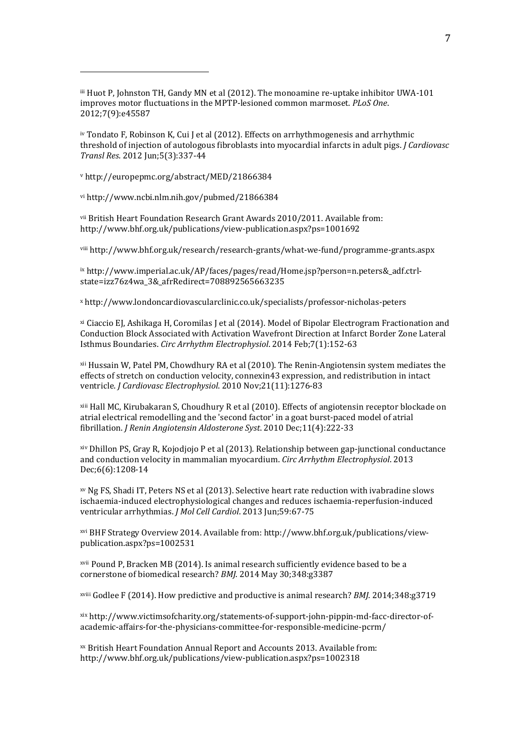[iii] Huot P, Johnston TH, Gandy MN et al (2012). The monoamine re-uptake inhibitor UWA-101 improves motor fluctuations in the MPTP-lesioned common marmoset. *PLoS One*. 2012;7(9):e45587

[iv] Tondato F, Robinson K, Cui J et al (2012). Effects on arrhythmogenesis and arrhythmic threshold of injection of autologous fibroblasts into myocardial infarcts in adult pigs. *J Cardiovasc Transl Res*. 2012 Jun;5(3):337-44

[v] http://europepmc.org/abstract/MED/21866384

[vi] http://www.ncbi.nlm.nih.gov/pubmed/21866384

[vii] British Heart Foundation Research Grant Awards 2010/2011. Available from: http://www.bhf.org.uk/publications/view-publication.aspx?ps=1001692

[viii] http://www.bhf.org.uk/research/research-grants/what-we-fund/programme-grants.aspx

[ix] http://www.imperial.ac.uk/AP/faces/pages/read/Home.jsp?person=n.peters&_adf.ctrl-state=izz76z4wa_3&_afrRedirect=708892565663235

[x] http://www.londoncardiovascularclinic.co.uk/specialists/professor-nicholas-peters

[xi] Ciaccio EJ, Ashikaga H, Coromilas J et al (2014). Model of Bipolar Electrogram Fractionation and Conduction Block Associated with Activation Wavefront Direction at Infarct Border Zone Lateral Isthmus Boundaries. *Circ Arrhythm Electrophysiol*. 2014 Feb;7(1):152-63

[xii] Hussain W, Patel PM, Chowdhury RA et al (2010). The Renin-Angiotensin system mediates the effects of stretch on conduction velocity, connexin43 expression, and redistribution in intact ventricle. *J Cardiovasc Electrophysiol*. 2010 Nov;21(11):1276-83

[xiii] Hall MC, Kirubakaran S, Choudhury R et al (2010). Effects of angiotensin receptor blockade on atrial electrical remodelling and the 'second factor' in a goat burst-paced model of atrial fibrillation. *J Renin Angiotensin Aldosterone Syst*. 2010 Dec;11(4):222-33

[xiv] Dhillon PS, Gray R, Kojodjojo P et al (2013). Relationship between gap-junctional conductance and conduction velocity in mammalian myocardium. *Circ Arrhythm Electrophysiol*. 2013 Dec;6(6):1208-14

[xv] Ng FS, Shadi IT, Peters NS et al (2013). Selective heart rate reduction with ivabradine slows ischaemia-induced electrophysiological changes and reduces ischaemia-reperfusion-induced ventricular arrhythmias. *J Mol Cell Cardiol*. 2013 Jun;59:67-75

[xvi] BHF Strategy Overview 2014. Available from: http://www.bhf.org.uk/publications/view-publication.aspx?ps=1002531

[xvii] Pound P, Bracken MB (2014). Is animal research sufficiently evidence based to be a cornerstone of biomedical research? *BMJ*. 2014 May 30;348:g3387

[xviii] Godlee F (2014). How predictive and productive is animal research? *BMJ*. 2014;348:g3719

[xix] http://www.victimsofcharity.org/statements-of-support-john-pippin-md-facc-director-of-academic-affairs-for-the-physicians-committee-for-responsible-medicine-pcrm/

[xx] British Heart Foundation Annual Report and Accounts 2013. Available from: http://www.bhf.org.uk/publications/view-publication.aspx?ps=1002318